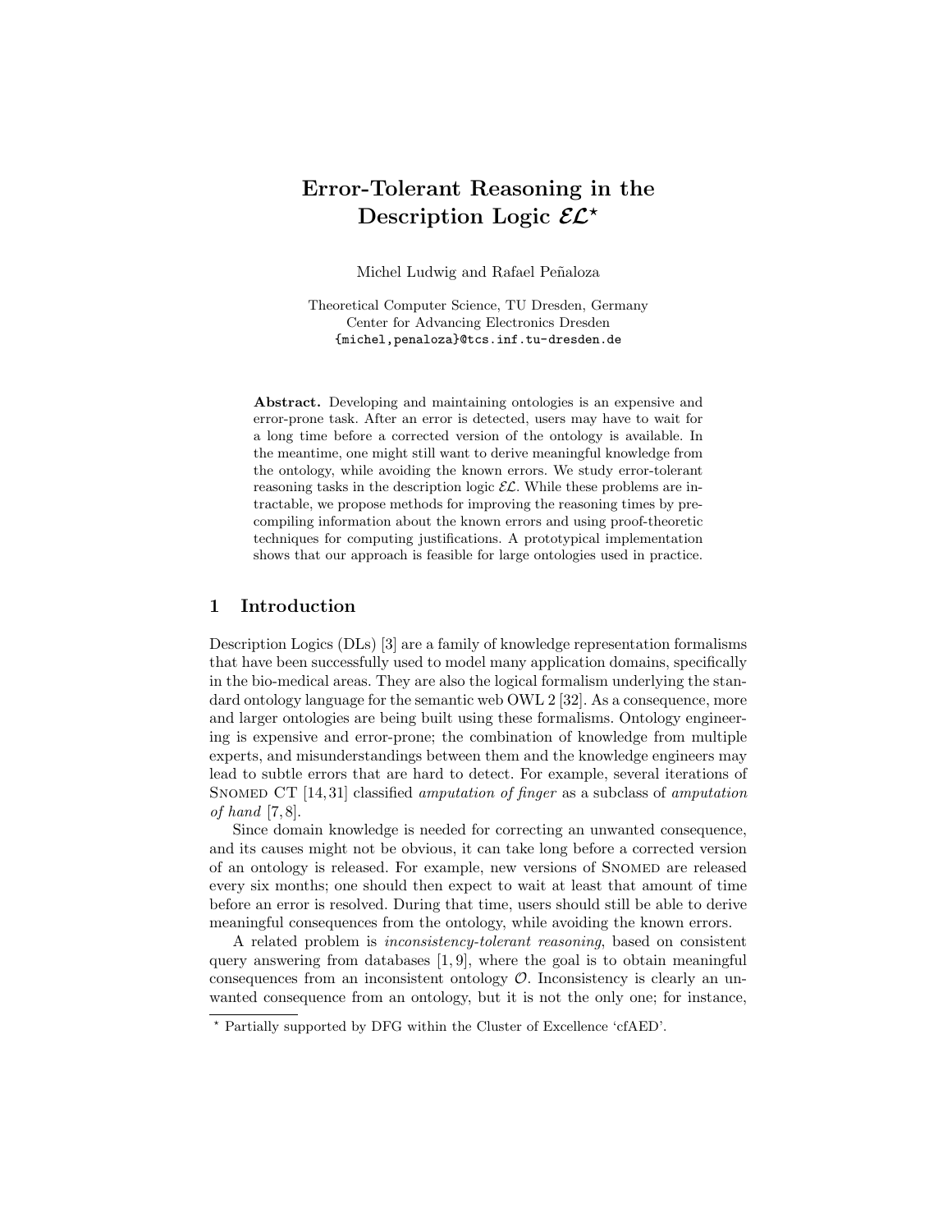# Error-Tolerant Reasoning in the Description Logic $\mathcal{EL}^\star$

Michel Ludwig and Rafael Peñaloza

Theoretical Computer Science, TU Dresden, Germany
Center for Advancing Electronics Dresden
`{michel,penaloza}@tcs.inf.tu-dresden.de`

**Abstract.** Developing and maintaining ontologies is an expensive and error-prone task. After an error is detected, users may have to wait for a long time before a corrected version of the ontology is available. In the meantime, one might still want to derive meaningful knowledge from the ontology, while avoiding the known errors. We study error-tolerant reasoning tasks in the description logic $\mathcal{EL}$. While these problems are intractable, we propose methods for improving the reasoning times by precompiling information about the known errors and using proof-theoretic techniques for computing justifications. A prototypical implementation shows that our approach is feasible for large ontologies used in practice.

## 1 Introduction

Description Logics (DLs) [3] are a family of knowledge representation formalisms that have been successfully used to model many application domains, specifically in the bio-medical areas. They are also the logical formalism underlying the standard ontology language for the semantic web OWL 2 [32]. As a consequence, more and larger ontologies are being built using these formalisms. Ontology engineering is expensive and error-prone; the combination of knowledge from multiple experts, and misunderstandings between them and the knowledge engineers may lead to subtle errors that are hard to detect. For example, several iterations of Snomed CT [14,31] classified *amputation of finger* as a subclass of *amputation of hand* [7,8].

Since domain knowledge is needed for correcting an unwanted consequence, and its causes might not be obvious, it can take long before a corrected version of an ontology is released. For example, new versions of Snomed are released every six months; one should then expect to wait at least that amount of time before an error is resolved. During that time, users should still be able to derive meaningful consequences from the ontology, while avoiding the known errors.

A related problem is *inconsistency-tolerant reasoning*, based on consistent query answering from databases [1,9], where the goal is to obtain meaningful consequences from an inconsistent ontology $\mathcal{O}$. Inconsistency is clearly an unwanted consequence from an ontology, but it is not the only one; for instance,

---

$^\star$ Partially supported by DFG within the Cluster of Excellence 'cfAED'.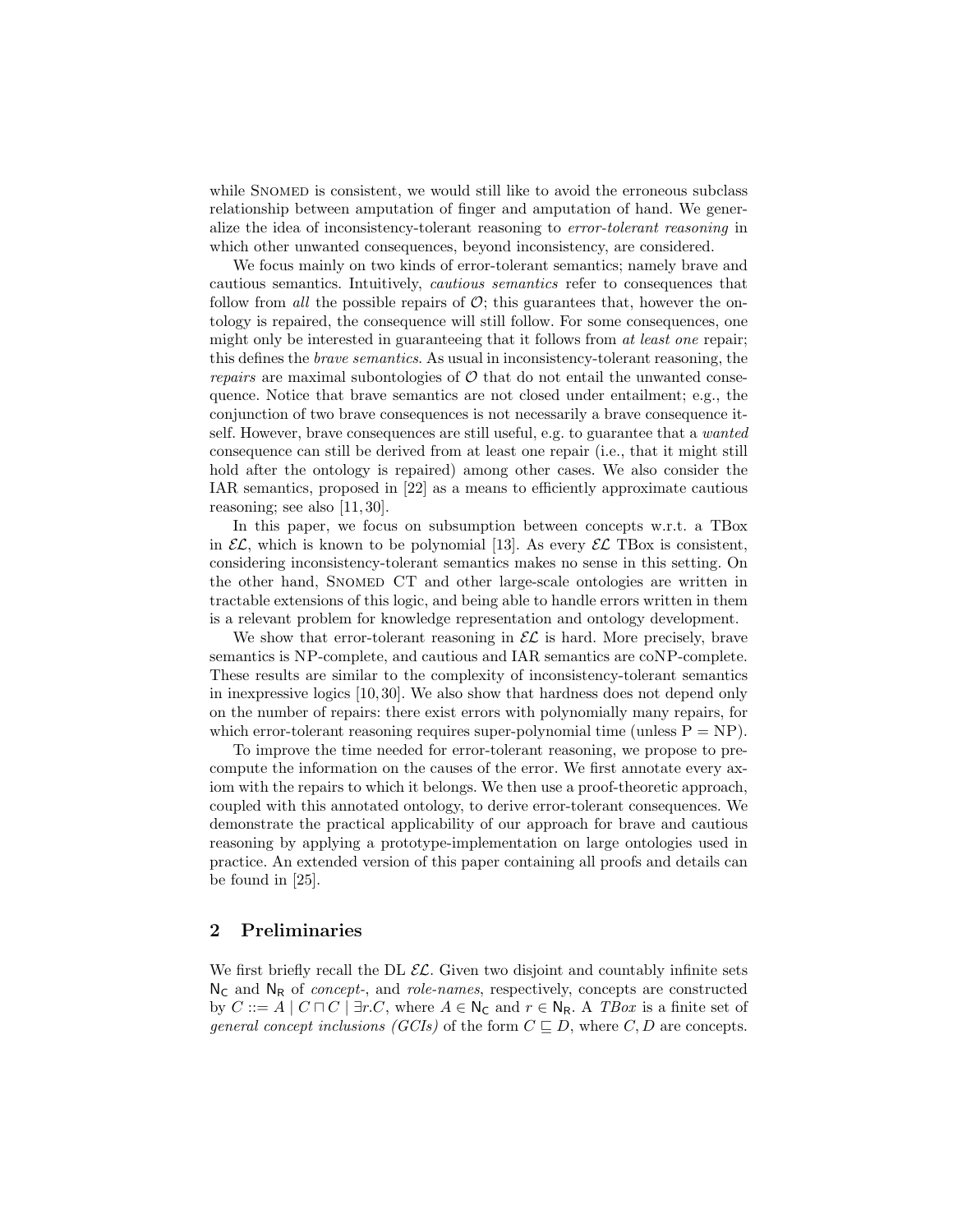while SNOMED is consistent, we would still like to avoid the erroneous subclass relationship between amputation of finger and amputation of hand. We generalize the idea of inconsistency-tolerant reasoning to *error-tolerant reasoning* in which other unwanted consequences, beyond inconsistency, are considered.

We focus mainly on two kinds of error-tolerant semantics; namely brave and cautious semantics. Intuitively, *cautious semantics* refer to consequences that follow from *all* the possible repairs of $\mathcal{O}$; this guarantees that, however the ontology is repaired, the consequence will still follow. For some consequences, one might only be interested in guaranteeing that it follows from *at least one* repair; this defines the *brave semantics*. As usual in inconsistency-tolerant reasoning, the *repairs* are maximal subontologies of $\mathcal{O}$ that do not entail the unwanted consequence. Notice that brave semantics are not closed under entailment; e.g., the conjunction of two brave consequences is not necessarily a brave consequence itself. However, brave consequences are still useful, e.g. to guarantee that a *wanted* consequence can still be derived from at least one repair (i.e., that it might still hold after the ontology is repaired) among other cases. We also consider the IAR semantics, proposed in [22] as a means to efficiently approximate cautious reasoning; see also [11, 30].

In this paper, we focus on subsumption between concepts w.r.t. a TBox in $\mathcal{EL}$, which is known to be polynomial [13]. As every $\mathcal{EL}$ TBox is consistent, considering inconsistency-tolerant semantics makes no sense in this setting. On the other hand, SNOMED CT and other large-scale ontologies are written in tractable extensions of this logic, and being able to handle errors written in them is a relevant problem for knowledge representation and ontology development.

We show that error-tolerant reasoning in $\mathcal{EL}$ is hard. More precisely, brave semantics is NP-complete, and cautious and IAR semantics are coNP-complete. These results are similar to the complexity of inconsistency-tolerant semantics in inexpressive logics [10, 30]. We also show that hardness does not depend only on the number of repairs: there exist errors with polynomially many repairs, for which error-tolerant reasoning requires super-polynomial time (unless P = NP).

To improve the time needed for error-tolerant reasoning, we propose to precompute the information on the causes of the error. We first annotate every axiom with the repairs to which it belongs. We then use a proof-theoretic approach, coupled with this annotated ontology, to derive error-tolerant consequences. We demonstrate the practical applicability of our approach for brave and cautious reasoning by applying a prototype-implementation on large ontologies used in practice. An extended version of this paper containing all proofs and details can be found in [25].

## 2 Preliminaries

We first briefly recall the DL $\mathcal{EL}$. Given two disjoint and countably infinite sets $\mathsf{N_C}$ and $\mathsf{N_R}$ of *concept-*, and *role-names*, respectively, concepts are constructed by $C ::= A \mid C \sqcap C \mid \exists r.C$, where $A \in \mathsf{N_C}$ and $r \in \mathsf{N_R}$. A *TBox* is a finite set of *general concept inclusions (GCIs)* of the form $C \sqsubseteq D$, where $C, D$ are concepts.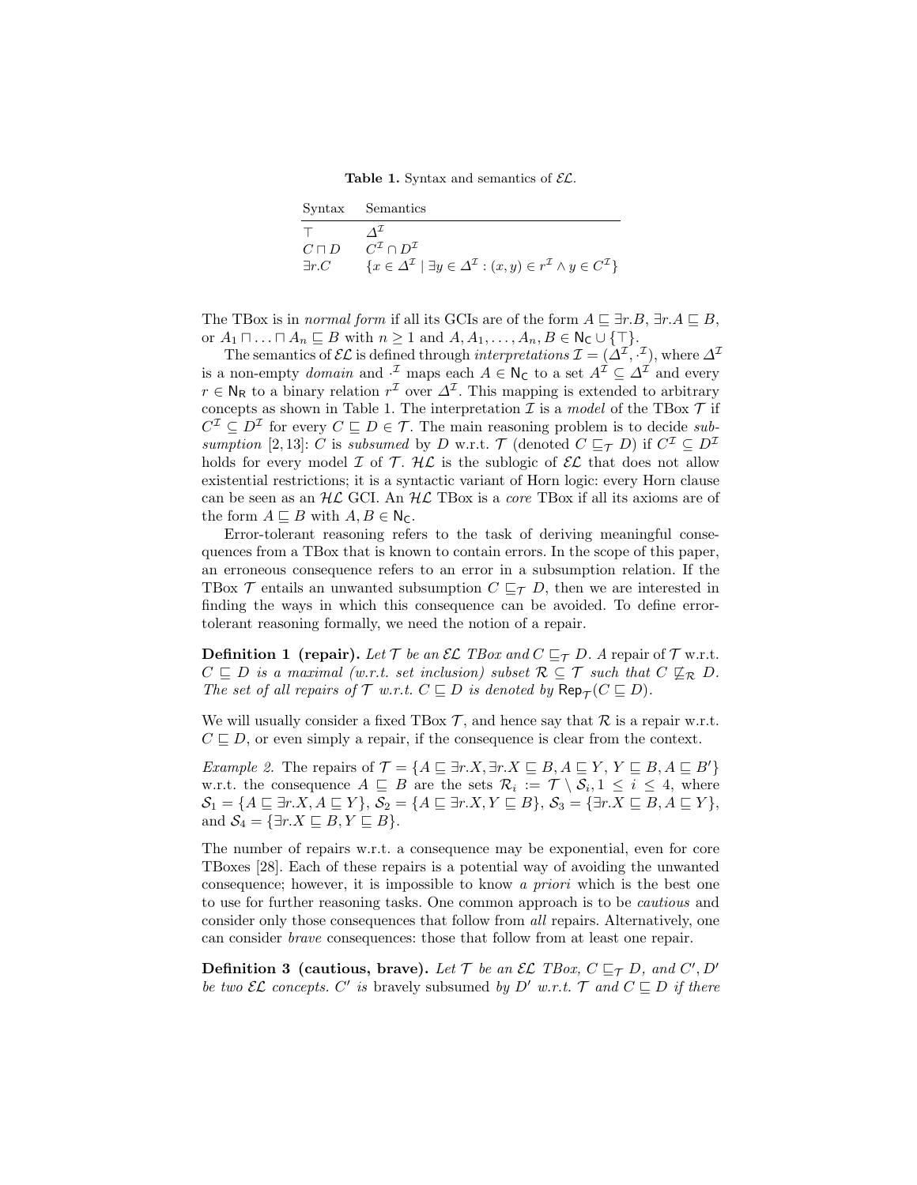**Table 1.** Syntax and semantics of $\mathcal{EL}$.

| Syntax | Semantics |
|---|---|
| $\top$ | $\Delta^{\mathcal{I}}$ |
| $C \sqcap D$ | $C^{\mathcal{I}} \cap D^{\mathcal{I}}$ |
| $\exists r.C$ | $\{x \in \Delta^{\mathcal{I}} \mid \exists y \in \Delta^{\mathcal{I}} : (x, y) \in r^{\mathcal{I}} \wedge y \in C^{\mathcal{I}}\}$ |

The TBox is in *normal form* if all its GCIs are of the form $A \sqsubseteq \exists r.B$, $\exists r.A \sqsubseteq B$, or $A_1 \sqcap \ldots \sqcap A_n \sqsubseteq B$ with $n \geq 1$ and $A, A_1, \ldots, A_n, B \in \mathsf{N_C} \cup \{\top\}$.

The semantics of $\mathcal{EL}$ is defined through *interpretations* $\mathcal{I} = (\Delta^{\mathcal{I}}, \cdot^{\mathcal{I}})$, where $\Delta^{\mathcal{I}}$ is a non-empty *domain* and $\cdot^{\mathcal{I}}$ maps each $A \in \mathsf{N_C}$ to a set $A^{\mathcal{I}} \subseteq \Delta^{\mathcal{I}}$ and every $r \in \mathsf{N_R}$ to a binary relation $r^{\mathcal{I}}$ over $\Delta^{\mathcal{I}}$. This mapping is extended to arbitrary concepts as shown in Table 1. The interpretation $\mathcal{I}$ is a *model* of the TBox $\mathcal{T}$ if $C^{\mathcal{I}} \subseteq D^{\mathcal{I}}$ for every $C \sqsubseteq D \in \mathcal{T}$. The main reasoning problem is to decide *subsumption* [2, 13]: $C$ is *subsumed* by $D$ w.r.t. $\mathcal{T}$ (denoted $C \sqsubseteq_{\mathcal{T}} D$) if $C^{\mathcal{I}} \subseteq D^{\mathcal{I}}$ holds for every model $\mathcal{I}$ of $\mathcal{T}$. $\mathcal{HL}$ is the sublogic of $\mathcal{EL}$ that does not allow existential restrictions; it is a syntactic variant of Horn logic: every Horn clause can be seen as an $\mathcal{HL}$ GCI. An $\mathcal{HL}$ TBox is a *core* TBox if all its axioms are of the form $A \sqsubseteq B$ with $A, B \in \mathsf{N_C}$.

Error-tolerant reasoning refers to the task of deriving meaningful consequences from a TBox that is known to contain errors. In the scope of this paper, an erroneous consequence refers to an error in a subsumption relation. If the TBox $\mathcal{T}$ entails an unwanted subsumption $C \sqsubseteq_{\mathcal{T}} D$, then we are interested in finding the ways in which this consequence can be avoided. To define error-tolerant reasoning formally, we need the notion of a repair.

**Definition 1 (repair).** *Let $\mathcal{T}$ be an $\mathcal{EL}$ TBox and $C \sqsubseteq_{\mathcal{T}} D$. A* repair of $\mathcal{T}$ w.r.t. $C \sqsubseteq D$ *is a maximal (w.r.t. set inclusion) subset $\mathcal{R} \subseteq \mathcal{T}$ such that $C \not\sqsubseteq_{\mathcal{R}} D$. The set of all repairs of $\mathcal{T}$ w.r.t. $C \sqsubseteq D$ is denoted by $\mathsf{Rep}_{\mathcal{T}}(C \sqsubseteq D)$.*

We will usually consider a fixed TBox $\mathcal{T}$, and hence say that $\mathcal{R}$ is a repair w.r.t. $C \sqsubseteq D$, or even simply a repair, if the consequence is clear from the context.

*Example 2.* The repairs of $\mathcal{T} = \{A \sqsubseteq \exists r.X, \exists r.X \sqsubseteq B, A \sqsubseteq Y, Y \sqsubseteq B, A \sqsubseteq B'\}$ w.r.t. the consequence $A \sqsubseteq B$ are the sets $\mathcal{R}_i := \mathcal{T} \setminus \mathcal{S}_i, 1 \leq i \leq 4$, where $\mathcal{S}_1 = \{A \sqsubseteq \exists r.X, A \sqsubseteq Y\}$, $\mathcal{S}_2 = \{A \sqsubseteq \exists r.X, Y \sqsubseteq B\}$, $\mathcal{S}_3 = \{\exists r.X \sqsubseteq B, A \sqsubseteq Y\}$, and $\mathcal{S}_4 = \{\exists r.X \sqsubseteq B, Y \sqsubseteq B\}$.

The number of repairs w.r.t. a consequence may be exponential, even for core TBoxes [28]. Each of these repairs is a potential way of avoiding the unwanted consequence; however, it is impossible to know *a priori* which is the best one to use for further reasoning tasks. One common approach is to be *cautious* and consider only those consequences that follow from *all* repairs. Alternatively, one can consider *brave* consequences: those that follow from at least one repair.

**Definition 3 (cautious, brave).** *Let $\mathcal{T}$ be an $\mathcal{EL}$ TBox, $C \sqsubseteq_{\mathcal{T}} D$, and $C', D'$ be two $\mathcal{EL}$ concepts. $C'$ is* bravely subsumed *by $D'$ w.r.t. $\mathcal{T}$ and $C \sqsubseteq D$ if there*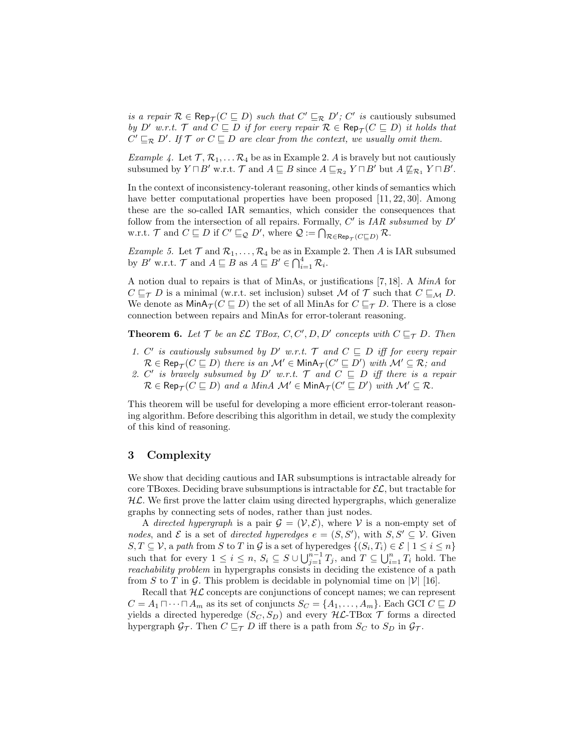*is a repair* $\mathcal{R} \in \mathsf{Rep}_{\mathcal{T}}(C \sqsubseteq D)$ *such that* $C' \sqsubseteq_{\mathcal{R}} D'$*;* $C'$ *is* cautiously subsumed *by* $D'$ *w.r.t.* $\mathcal{T}$ *and* $C \sqsubseteq D$ *if for every repair* $\mathcal{R} \in \mathsf{Rep}_{\mathcal{T}}(C \sqsubseteq D)$ *it holds that* $C' \sqsubseteq_{\mathcal{R}} D'$*. If* $\mathcal{T}$ *or* $C \sqsubseteq D$ *are clear from the context, we usually omit them.*

*Example 4.* Let $\mathcal{T}, \mathcal{R}_1, \ldots \mathcal{R}_4$ be as in Example 2. $A$ is bravely but not cautiously subsumed by $Y \sqcap B'$ w.r.t. $\mathcal{T}$ and $A \sqsubseteq B$ since $A \sqsubseteq_{\mathcal{R}_2} Y \sqcap B'$ but $A \not\sqsubseteq_{\mathcal{R}_1} Y \sqcap B'$.

In the context of inconsistency-tolerant reasoning, other kinds of semantics which have better computational properties have been proposed [11, 22, 30]. Among these are the so-called IAR semantics, which consider the consequences that follow from the intersection of all repairs. Formally, $C'$ is *IAR subsumed* by $D'$ w.r.t. $\mathcal{T}$ and $C \sqsubseteq D$ if $C' \sqsubseteq_{\mathcal{Q}} D'$, where $\mathcal{Q} := \bigcap_{\mathcal{R} \in \mathsf{Rep}_{\mathcal{T}}(C \sqsubseteq D)} \mathcal{R}$.

*Example 5.* Let $\mathcal{T}$ and $\mathcal{R}_1, \ldots, \mathcal{R}_4$ be as in Example 2. Then $A$ is IAR subsumed by $B'$ w.r.t. $\mathcal{T}$ and $A \sqsubseteq B$ as $A \sqsubseteq B' \in \bigcap_{i=1}^{4} \mathcal{R}_i$.

A notion dual to repairs is that of MinAs, or justifications [7, 18]. A *MinA* for $C \sqsubseteq_{\mathcal{T}} D$ is a minimal (w.r.t. set inclusion) subset $\mathcal{M}$ of $\mathcal{T}$ such that $C \sqsubseteq_{\mathcal{M}} D$. We denote as $\mathsf{MinA}_{\mathcal{T}}(C \sqsubseteq D)$ the set of all MinAs for $C \sqsubseteq_{\mathcal{T}} D$. There is a close connection between repairs and MinAs for error-tolerant reasoning.

**Theorem 6.** *Let* $\mathcal{T}$ *be an* $\mathcal{EL}$ *TBox,* $C, C', D, D'$ *concepts with* $C \sqsubseteq_{\mathcal{T}} D$*. Then*

1. $C'$ *is cautiously subsumed by* $D'$ *w.r.t.* $\mathcal{T}$ *and* $C \sqsubseteq D$ *iff for every repair* $\mathcal{R} \in \mathsf{Rep}_{\mathcal{T}}(C \sqsubseteq D)$ *there is an* $\mathcal{M}' \in \mathsf{MinA}_{\mathcal{T}}(C' \sqsubseteq D')$ *with* $\mathcal{M}' \subseteq \mathcal{R}$*; and*
2. $C'$ *is bravely subsumed by* $D'$ *w.r.t.* $\mathcal{T}$ *and* $C \sqsubseteq D$ *iff there is a repair* $\mathcal{R} \in \mathsf{Rep}_{\mathcal{T}}(C \sqsubseteq D)$ *and a MinA* $\mathcal{M}' \in \mathsf{MinA}_{\mathcal{T}}(C' \sqsubseteq D')$ *with* $\mathcal{M}' \subseteq \mathcal{R}$*.*

This theorem will be useful for developing a more efficient error-tolerant reasoning algorithm. Before describing this algorithm in detail, we study the complexity of this kind of reasoning.

## 3 Complexity

We show that deciding cautious and IAR subsumptions is intractable already for core TBoxes. Deciding brave subsumptions is intractable for $\mathcal{EL}$, but tractable for $\mathcal{HL}$. We first prove the latter claim using directed hypergraphs, which generalize graphs by connecting sets of nodes, rather than just nodes.

A *directed hypergraph* is a pair $\mathcal{G} = (\mathcal{V}, \mathcal{E})$, where $\mathcal{V}$ is a non-empty set of *nodes*, and $\mathcal{E}$ is a set of *directed hyperedges* $e = (S, S')$, with $S, S' \subseteq \mathcal{V}$. Given $S, T \subseteq \mathcal{V}$, a *path* from $S$ to $T$ in $\mathcal{G}$ is a set of hyperedges $\{(S_i, T_i) \in \mathcal{E} \mid 1 \leq i \leq n\}$ such that for every $1 \leq i \leq n$, $S_i \subseteq S \cup \bigcup_{j=1}^{n-1} T_j$, and $T \subseteq \bigcup_{i=1}^{n} T_i$ hold. The *reachability problem* in hypergraphs consists in deciding the existence of a path from $S$ to $T$ in $\mathcal{G}$. This problem is decidable in polynomial time on $|\mathcal{V}|$ [16].

Recall that $\mathcal{HL}$ concepts are conjunctions of concept names; we can represent $C = A_1 \sqcap \cdots \sqcap A_m$ as its set of conjuncts $S_C = \{A_1, \ldots, A_m\}$. Each GCI $C \sqsubseteq D$ yields a directed hyperedge $(S_C, S_D)$ and every $\mathcal{HL}$-TBox $\mathcal{T}$ forms a directed hypergraph $\mathcal{G}_{\mathcal{T}}$. Then $C \sqsubseteq_{\mathcal{T}} D$ iff there is a path from $S_C$ to $S_D$ in $\mathcal{G}_{\mathcal{T}}$.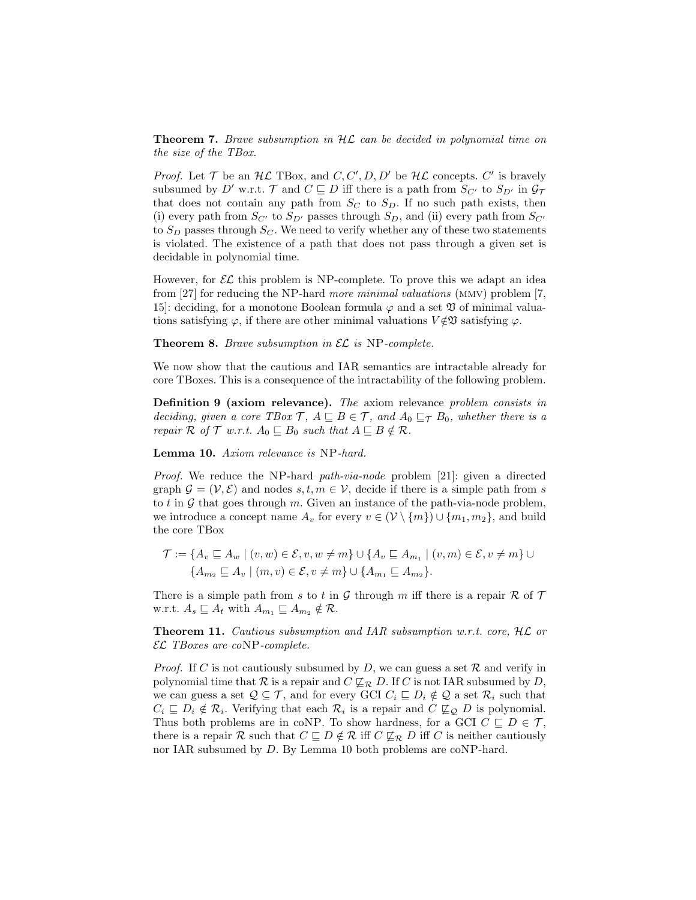**Theorem 7.** *Brave subsumption in $\mathcal{HL}$ can be decided in polynomial time on the size of the TBox.*

*Proof.* Let $\mathcal{T}$ be an $\mathcal{HL}$ TBox, and $C, C', D, D'$ be $\mathcal{HL}$ concepts. $C'$ is bravely subsumed by $D'$ w.r.t. $\mathcal{T}$ and $C \sqsubseteq D$ iff there is a path from $S_{C'}$ to $S_{D'}$ in $\mathcal{G}_\mathcal{T}$ that does not contain any path from $S_C$ to $S_D$. If no such path exists, then (i) every path from $S_{C'}$ to $S_{D'}$ passes through $S_D$, and (ii) every path from $S_{C'}$ to $S_D$ passes through $S_C$. We need to verify whether any of these two statements is violated. The existence of a path that does not pass through a given set is decidable in polynomial time.

However, for $\mathcal{EL}$ this problem is NP-complete. To prove this we adapt an idea from [27] for reducing the NP-hard *more minimal valuations* (MMV) problem [7, 15]: deciding, for a monotone Boolean formula $\varphi$ and a set $\mathfrak{V}$ of minimal valuations satisfying $\varphi$, if there are other minimal valuations $V \notin \mathfrak{V}$ satisfying $\varphi$.

**Theorem 8.** *Brave subsumption in $\mathcal{EL}$ is* NP*-complete.*

We now show that the cautious and IAR semantics are intractable already for core TBoxes. This is a consequence of the intractability of the following problem.

**Definition 9 (axiom relevance).** *The* axiom relevance *problem consists in deciding, given a core TBox $\mathcal{T}$, $A \sqsubseteq B \in \mathcal{T}$, and $A_0 \sqsubseteq_\mathcal{T} B_0$, whether there is a repair $\mathcal{R}$ of $\mathcal{T}$ w.r.t. $A_0 \sqsubseteq B_0$ such that $A \sqsubseteq B \notin \mathcal{R}$.*

**Lemma 10.** *Axiom relevance is* NP*-hard.*

*Proof.* We reduce the NP-hard *path-via-node* problem [21]: given a directed graph $\mathcal{G} = (\mathcal{V}, \mathcal{E})$ and nodes $s, t, m \in \mathcal{V}$, decide if there is a simple path from $s$ to $t$ in $\mathcal{G}$ that goes through $m$. Given an instance of the path-via-node problem, we introduce a concept name $A_v$ for every $v \in (\mathcal{V} \setminus \{m\}) \cup \{m_1, m_2\}$, and build the core TBox

$$\mathcal{T} := \{A_v \sqsubseteq A_w \mid (v, w) \in \mathcal{E}, v, w \neq m\} \cup \{A_v \sqsubseteq A_{m_1} \mid (v, m) \in \mathcal{E}, v \neq m\} \cup \{A_{m_2} \sqsubseteq A_v \mid (m, v) \in \mathcal{E}, v \neq m\} \cup \{A_{m_1} \sqsubseteq A_{m_2}\}.$$

There is a simple path from $s$ to $t$ in $\mathcal{G}$ through $m$ iff there is a repair $\mathcal{R}$ of $\mathcal{T}$ w.r.t. $A_s \sqsubseteq A_t$ with $A_{m_1} \sqsubseteq A_{m_2} \notin \mathcal{R}$.

**Theorem 11.** *Cautious subsumption and IAR subsumption w.r.t. core, $\mathcal{HL}$ or $\mathcal{EL}$ TBoxes are co*NP*-complete.*

*Proof.* If $C$ is not cautiously subsumed by $D$, we can guess a set $\mathcal{R}$ and verify in polynomial time that $\mathcal{R}$ is a repair and $C \not\sqsubseteq_\mathcal{R} D$. If $C$ is not IAR subsumed by $D$, we can guess a set $\mathcal{Q} \subseteq \mathcal{T}$, and for every GCI $C_i \sqsubseteq D_i \notin \mathcal{Q}$ a set $\mathcal{R}_i$ such that $C_i \sqsubseteq D_i \notin \mathcal{R}_i$. Verifying that each $\mathcal{R}_i$ is a repair and $C \not\sqsubseteq_\mathcal{Q} D$ is polynomial. Thus both problems are in coNP. To show hardness, for a GCI $C \sqsubseteq D \in \mathcal{T}$, there is a repair $\mathcal{R}$ such that $C \sqsubseteq D \notin \mathcal{R}$ iff $C \not\sqsubseteq_\mathcal{R} D$ iff $C$ is neither cautiously nor IAR subsumed by $D$. By Lemma 10 both problems are coNP-hard.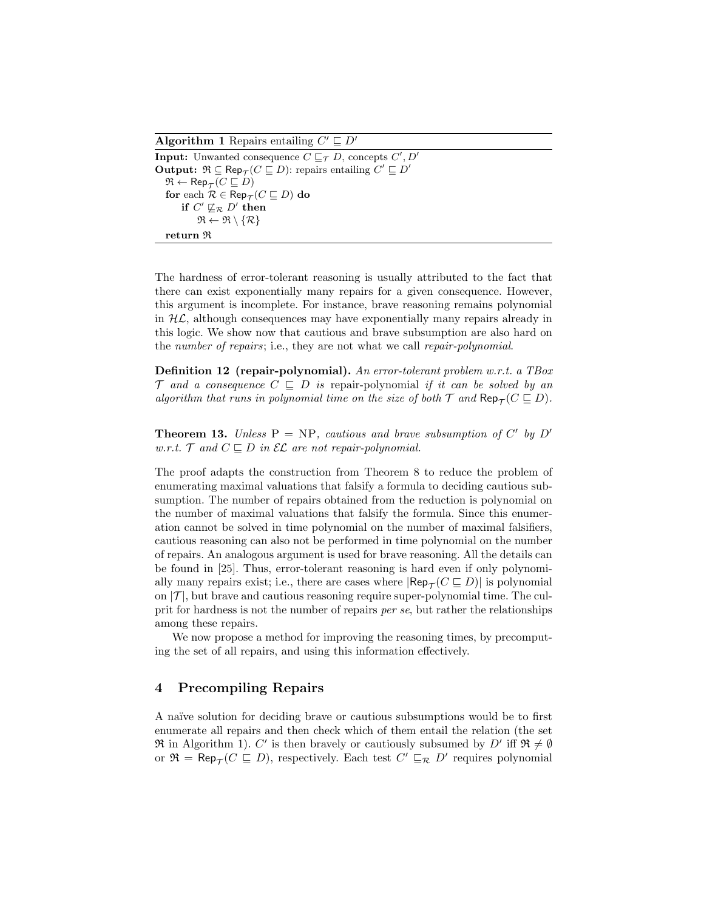**Algorithm 1** Repairs entailing $C' \sqsubseteq D'$

**Input:** Unwanted consequence $C \sqsubseteq_{\mathcal{T}} D$, concepts $C', D'$
**Output:** $\mathfrak{R} \subseteq \mathsf{Rep}_{\mathcal{T}}(C \sqsubseteq D)$: repairs entailing $C' \sqsubseteq D'$

```
ℜ ← Rep_T(C ⊑ D)
for each R ∈ Rep_T(C ⊑ D) do
    if C' ⋢_R D' then
        ℜ ← ℜ \ {R}
return ℜ
```

The hardness of error-tolerant reasoning is usually attributed to the fact that there can exist exponentially many repairs for a given consequence. However, this argument is incomplete. For instance, brave reasoning remains polynomial in $\mathcal{HL}$, although consequences may have exponentially many repairs already in this logic. We show now that cautious and brave subsumption are also hard on the *number of repairs*; i.e., they are not what we call *repair-polynomial*.

**Definition 12 (repair-polynomial).** *An error-tolerant problem w.r.t. a TBox $\mathcal{T}$ and a consequence $C \sqsubseteq D$ is* repair-polynomial *if it can be solved by an algorithm that runs in polynomial time on the size of both $\mathcal{T}$ and $\mathsf{Rep}_{\mathcal{T}}(C \sqsubseteq D)$.*

**Theorem 13.** *Unless $\mathrm{P} = \mathrm{NP}$, cautious and brave subsumption of $C'$ by $D'$ w.r.t. $\mathcal{T}$ and $C \sqsubseteq D$ in $\mathcal{EL}$ are not repair-polynomial.*

The proof adapts the construction from Theorem 8 to reduce the problem of enumerating maximal valuations that falsify a formula to deciding cautious subsumption. The number of repairs obtained from the reduction is polynomial on the number of maximal valuations that falsify the formula. Since this enumeration cannot be solved in time polynomial on the number of maximal falsifiers, cautious reasoning can also not be performed in time polynomial on the number of repairs. An analogous argument is used for brave reasoning. All the details can be found in [25]. Thus, error-tolerant reasoning is hard even if only polynomially many repairs exist; i.e., there are cases where $|\mathsf{Rep}_{\mathcal{T}}(C \sqsubseteq D)|$ is polynomial on $|\mathcal{T}|$, but brave and cautious reasoning require super-polynomial time. The culprit for hardness is not the number of repairs *per se*, but rather the relationships among these repairs.

We now propose a method for improving the reasoning times, by precomputing the set of all repairs, and using this information effectively.

## 4 Precompiling Repairs

A naïve solution for deciding brave or cautious subsumptions would be to first enumerate all repairs and then check which of them entail the relation (the set $\mathfrak{R}$ in Algorithm 1). $C'$ is then bravely or cautiously subsumed by $D'$ iff $\mathfrak{R} \neq \emptyset$ or $\mathfrak{R} = \mathsf{Rep}_{\mathcal{T}}(C \sqsubseteq D)$, respectively. Each test $C' \sqsubseteq_{\mathcal{R}} D'$ requires polynomial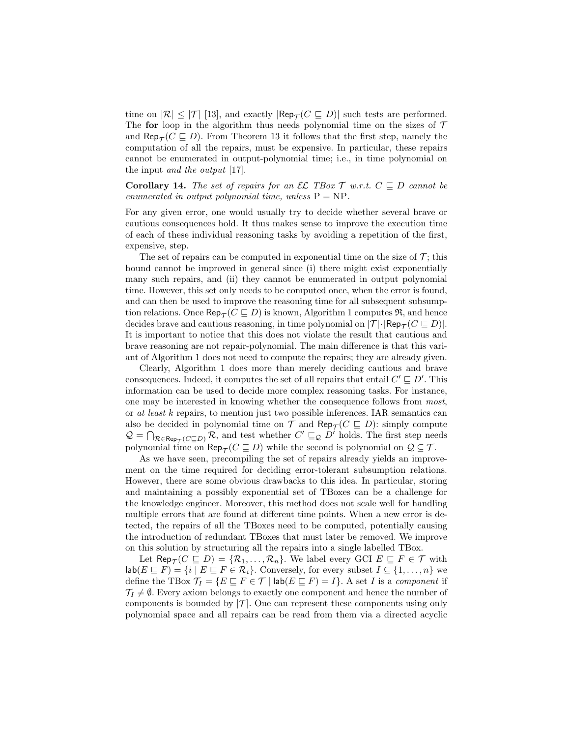time on $|\mathcal{R}| \leq |\mathcal{T}|$ [13], and exactly $|\mathsf{Rep}_{\mathcal{T}}(C \sqsubseteq D)|$ such tests are performed. The **for** loop in the algorithm thus needs polynomial time on the sizes of $\mathcal{T}$ and $\mathsf{Rep}_{\mathcal{T}}(C \sqsubseteq D)$. From Theorem 13 it follows that the first step, namely the computation of all the repairs, must be expensive. In particular, these repairs cannot be enumerated in output-polynomial time; i.e., in time polynomial on the input *and the output* [17].

**Corollary 14.** *The set of repairs for an $\mathcal{EL}$ TBox $\mathcal{T}$ w.r.t. $C \sqsubseteq D$ cannot be enumerated in output polynomial time, unless* $\mathrm{P} = \mathrm{NP}$.

For any given error, one would usually try to decide whether several brave or cautious consequences hold. It thus makes sense to improve the execution time of each of these individual reasoning tasks by avoiding a repetition of the first, expensive, step.

The set of repairs can be computed in exponential time on the size of $\mathcal{T}$; this bound cannot be improved in general since (i) there might exist exponentially many such repairs, and (ii) they cannot be enumerated in output polynomial time. However, this set only needs to be computed once, when the error is found, and can then be used to improve the reasoning time for all subsequent subsumption relations. Once $\mathsf{Rep}_{\mathcal{T}}(C \sqsubseteq D)$ is known, Algorithm 1 computes $\mathfrak{R}$, and hence decides brave and cautious reasoning, in time polynomial on $|\mathcal{T}| \cdot |\mathsf{Rep}_{\mathcal{T}}(C \sqsubseteq D)|$. It is important to notice that this does not violate the result that cautious and brave reasoning are not repair-polynomial. The main difference is that this variant of Algorithm 1 does not need to compute the repairs; they are already given.

Clearly, Algorithm 1 does more than merely deciding cautious and brave consequences. Indeed, it computes the set of all repairs that entail $C' \sqsubseteq D'$. This information can be used to decide more complex reasoning tasks. For instance, one may be interested in knowing whether the consequence follows from *most*, or *at least k* repairs, to mention just two possible inferences. IAR semantics can also be decided in polynomial time on $\mathcal{T}$ and $\mathsf{Rep}_{\mathcal{T}}(C \sqsubseteq D)$: simply compute $\mathcal{Q} = \bigcap_{\mathcal{R} \in \mathsf{Rep}_{\mathcal{T}}(C \sqsubseteq D)} \mathcal{R}$, and test whether $C' \sqsubseteq_{\mathcal{Q}} D'$ holds. The first step needs polynomial time on $\mathsf{Rep}_{\mathcal{T}}(C \sqsubseteq D)$ while the second is polynomial on $\mathcal{Q} \subseteq \mathcal{T}$.

As we have seen, precompiling the set of repairs already yields an improvement on the time required for deciding error-tolerant subsumption relations. However, there are some obvious drawbacks to this idea. In particular, storing and maintaining a possibly exponential set of TBoxes can be a challenge for the knowledge engineer. Moreover, this method does not scale well for handling multiple errors that are found at different time points. When a new error is detected, the repairs of all the TBoxes need to be computed, potentially causing the introduction of redundant TBoxes that must later be removed. We improve on this solution by structuring all the repairs into a single labelled TBox.

Let $\mathsf{Rep}_{\mathcal{T}}(C \sqsubseteq D) = \{\mathcal{R}_1, \ldots, \mathcal{R}_n\}$. We label every GCI $E \sqsubseteq F \in \mathcal{T}$ with $\mathsf{lab}(E \sqsubseteq F) = \{i \mid E \sqsubseteq F \in \mathcal{R}_i\}$. Conversely, for every subset $I \subseteq \{1, \ldots, n\}$ we define the TBox $\mathcal{T}_I = \{E \sqsubseteq F \in \mathcal{T} \mid \mathsf{lab}(E \sqsubseteq F) = I\}$. A set $I$ is a *component* if $\mathcal{T}_I \neq \emptyset$. Every axiom belongs to exactly one component and hence the number of components is bounded by $|\mathcal{T}|$. One can represent these components using only polynomial space and all repairs can be read from them via a directed acyclic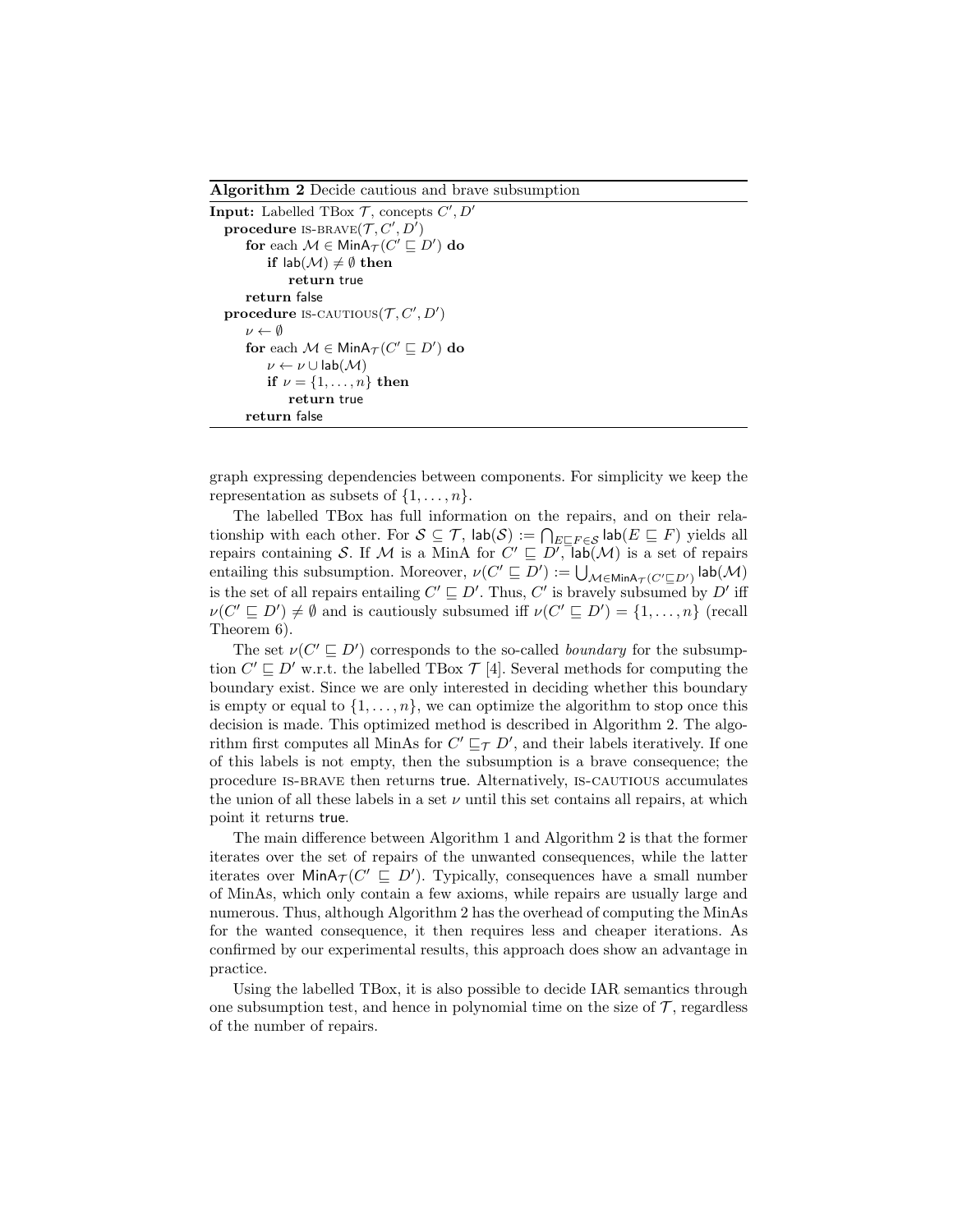**Algorithm 2** Decide cautious and brave subsumption

```
Input: Labelled TBox 𝒯, concepts C′, D′
  procedure IS-BRAVE(𝒯, C′, D′)
      for each ℳ ∈ MinA_𝒯(C′ ⊑ D′) do
          if lab(ℳ) ≠ ∅ then
              return true
      return false
  procedure IS-CAUTIOUS(𝒯, C′, D′)
      ν ← ∅
      for each ℳ ∈ MinA_𝒯(C′ ⊑ D′) do
          ν ← ν ∪ lab(ℳ)
          if ν = {1, . . . , n} then
              return true
      return false
```

graph expressing dependencies between components. For simplicity we keep the representation as subsets of $\{1, \ldots, n\}$.

The labelled TBox has full information on the repairs, and on their relationship with each other. For $\mathcal{S} \subseteq \mathcal{T}$, $\mathsf{lab}(\mathcal{S}) := \bigcap_{E \sqsubseteq F \in \mathcal{S}} \mathsf{lab}(E \sqsubseteq F)$ yields all repairs containing $\mathcal{S}$. If $\mathcal{M}$ is a MinA for $C' \sqsubseteq D'$, $\mathsf{lab}(\mathcal{M})$ is a set of repairs entailing this subsumption. Moreover, $\nu(C' \sqsubseteq D') := \bigcup_{\mathcal{M} \in \mathsf{MinA}_{\mathcal{T}}(C' \sqsubseteq D')} \mathsf{lab}(\mathcal{M})$ is the set of all repairs entailing $C' \sqsubseteq D'$. Thus, $C'$ is bravely subsumed by $D'$ iff $\nu(C' \sqsubseteq D') \neq \emptyset$ and is cautiously subsumed iff $\nu(C' \sqsubseteq D') = \{1, \ldots, n\}$ (recall Theorem 6).

The set $\nu(C' \sqsubseteq D')$ corresponds to the so-called *boundary* for the subsumption $C' \sqsubseteq D'$ w.r.t. the labelled TBox $\mathcal{T}$ [4]. Several methods for computing the boundary exist. Since we are only interested in deciding whether this boundary is empty or equal to $\{1, \ldots, n\}$, we can optimize the algorithm to stop once this decision is made. This optimized method is described in Algorithm 2. The algorithm first computes all MinAs for $C' \sqsubseteq_{\mathcal{T}} D'$, and their labels iteratively. If one of this labels is not empty, then the subsumption is a brave consequence; the procedure IS-BRAVE then returns true. Alternatively, IS-CAUTIOUS accumulates the union of all these labels in a set $\nu$ until this set contains all repairs, at which point it returns true.

The main difference between Algorithm 1 and Algorithm 2 is that the former iterates over the set of repairs of the unwanted consequences, while the latter iterates over $\mathsf{MinA}_{\mathcal{T}}(C' \sqsubseteq D')$. Typically, consequences have a small number of MinAs, which only contain a few axioms, while repairs are usually large and numerous. Thus, although Algorithm 2 has the overhead of computing the MinAs for the wanted consequence, it then requires less and cheaper iterations. As confirmed by our experimental results, this approach does show an advantage in practice.

Using the labelled TBox, it is also possible to decide IAR semantics through one subsumption test, and hence in polynomial time on the size of $\mathcal{T}$, regardless of the number of repairs.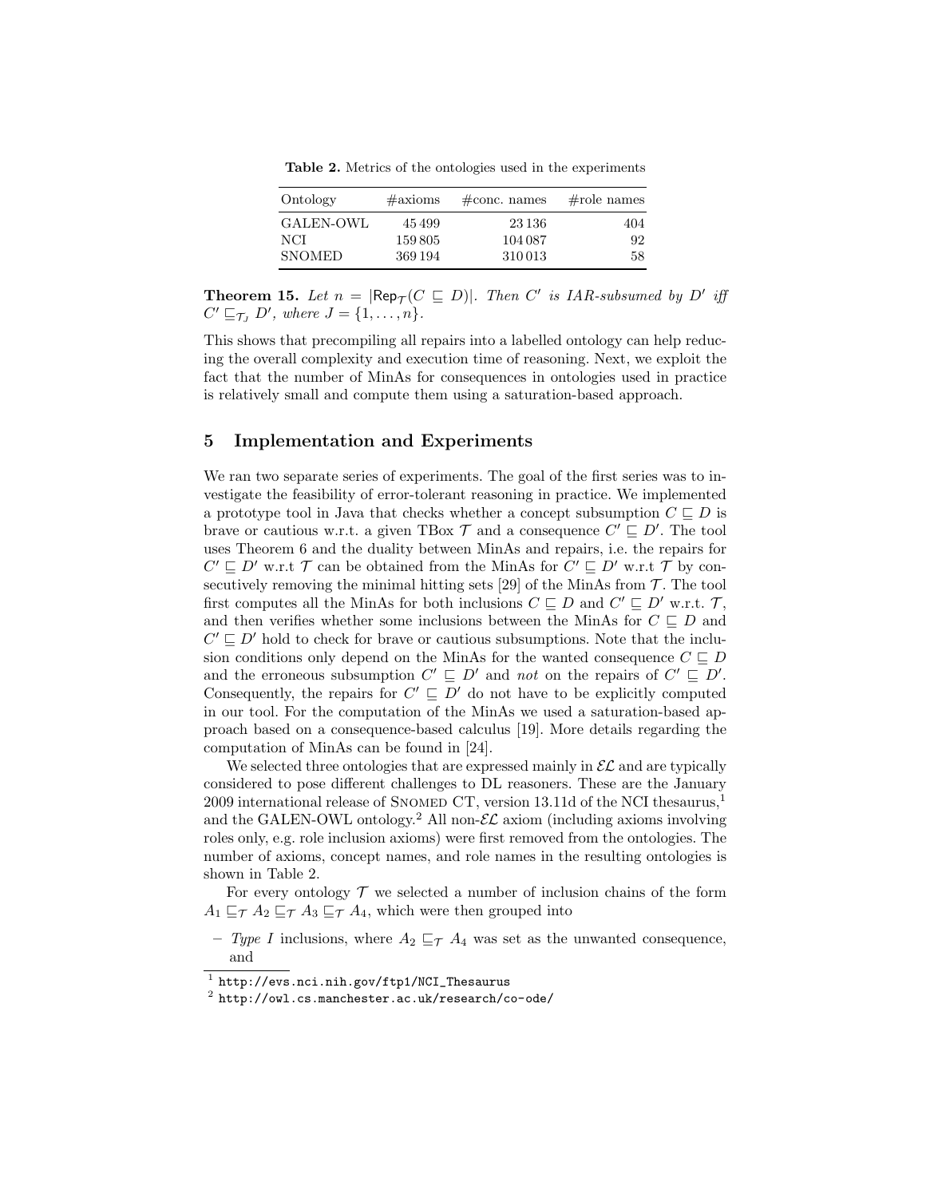**Table 2.** Metrics of the ontologies used in the experiments

| Ontology | #axioms | #conc. names | #role names |
|---|---|---|---|
| GALEN-OWL | 45 499 | 23 136 | 404 |
| NCI | 159 805 | 104 087 | 92 |
| SNOMED | 369 194 | 310 013 | 58 |

**Theorem 15.** *Let $n = |\mathsf{Rep}_{\mathcal{T}}(C \sqsubseteq D)|$. Then $C'$ is IAR-subsumed by $D'$ iff $C' \sqsubseteq_{\mathcal{T}_J} D'$, where $J = \{1, \ldots, n\}$.*

This shows that precompiling all repairs into a labelled ontology can help reducing the overall complexity and execution time of reasoning. Next, we exploit the fact that the number of MinAs for consequences in ontologies used in practice is relatively small and compute them using a saturation-based approach.

## 5 Implementation and Experiments

We ran two separate series of experiments. The goal of the first series was to investigate the feasibility of error-tolerant reasoning in practice. We implemented a prototype tool in Java that checks whether a concept subsumption $C \sqsubseteq D$ is brave or cautious w.r.t. a given TBox $\mathcal{T}$ and a consequence $C' \sqsubseteq D'$. The tool uses Theorem 6 and the duality between MinAs and repairs, i.e. the repairs for $C' \sqsubseteq D'$ w.r.t $\mathcal{T}$ can be obtained from the MinAs for $C' \sqsubseteq D'$ w.r.t $\mathcal{T}$ by consecutively removing the minimal hitting sets [29] of the MinAs from $\mathcal{T}$. The tool first computes all the MinAs for both inclusions $C \sqsubseteq D$ and $C' \sqsubseteq D'$ w.r.t. $\mathcal{T}$, and then verifies whether some inclusions between the MinAs for $C \sqsubseteq D$ and $C' \sqsubseteq D'$ hold to check for brave or cautious subsumptions. Note that the inclusion conditions only depend on the MinAs for the wanted consequence $C \sqsubseteq D$ and the erroneous subsumption $C' \sqsubseteq D'$ and *not* on the repairs of $C' \sqsubseteq D'$. Consequently, the repairs for $C' \sqsubseteq D'$ do not have to be explicitly computed in our tool. For the computation of the MinAs we used a saturation-based approach based on a consequence-based calculus [19]. More details regarding the computation of MinAs can be found in [24].

We selected three ontologies that are expressed mainly in $\mathcal{EL}$ and are typically considered to pose different challenges to DL reasoners. These are the January 2009 international release of SNOMED CT, version 13.11d of the NCI thesaurus,[1] and the GALEN-OWL ontology.[2] All non-$\mathcal{EL}$ axiom (including axioms involving roles only, e.g. role inclusion axioms) were first removed from the ontologies. The number of axioms, concept names, and role names in the resulting ontologies is shown in Table 2.

For every ontology $\mathcal{T}$ we selected a number of inclusion chains of the form $A_1 \sqsubseteq_{\mathcal{T}} A_2 \sqsubseteq_{\mathcal{T}} A_3 \sqsubseteq_{\mathcal{T}} A_4$, which were then grouped into

- *Type I* inclusions, where $A_2 \sqsubseteq_{\mathcal{T}} A_4$ was set as the unwanted consequence, and

[1] http://evs.nci.nih.gov/ftp1/NCI_Thesaurus

[2] http://owl.cs.manchester.ac.uk/research/co-ode/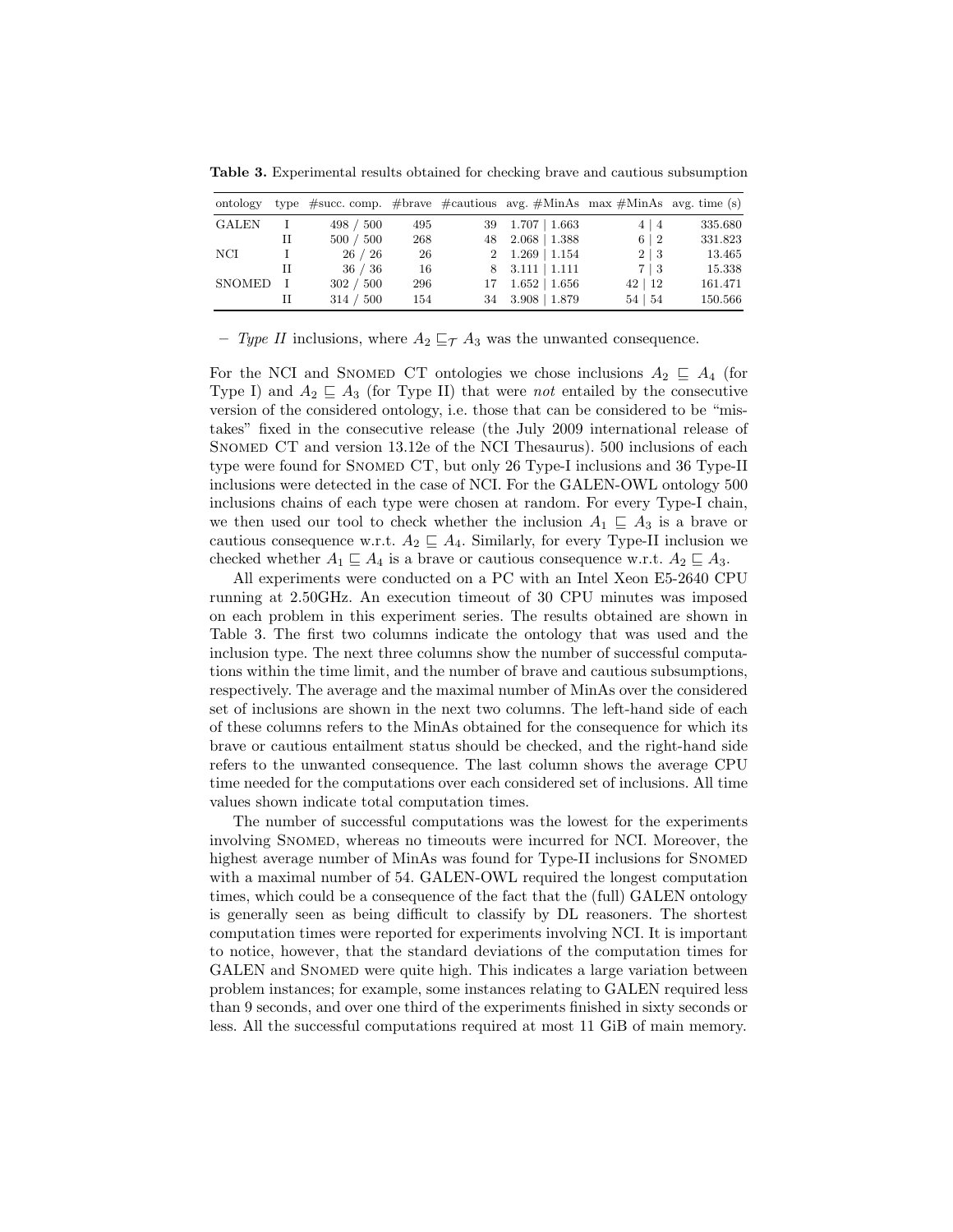**Table 3.** Experimental results obtained for checking brave and cautious subsumption

| ontology | type | #succ. comp. | #brave | #cautious | avg. #MinAs | max #MinAs | avg. time (s) |
|---|---|---|---|---|---|---|---|
| GALEN | I | 498 / 500 | 495 | 39 | 1.707 \| 1.663 | 4 \| 4 | 335.680 |
| | II | 500 / 500 | 268 | 48 | 2.068 \| 1.388 | 6 \| 2 | 331.823 |
| NCI | I | 26 / 26 | 26 | 2 | 1.269 \| 1.154 | 2 \| 3 | 13.465 |
| | II | 36 / 36 | 16 | 8 | 3.111 \| 1.111 | 7 \| 3 | 15.338 |
| SNOMED | I | 302 / 500 | 296 | 17 | 1.652 \| 1.656 | 42 \| 12 | 161.471 |
| | II | 314 / 500 | 154 | 34 | 3.908 \| 1.879 | 54 \| 54 | 150.566 |

– *Type II* inclusions, where $A_2 \sqsubseteq_{\mathcal{T}} A_3$ was the unwanted consequence.

For the NCI and SNOMED CT ontologies we chose inclusions $A_2 \sqsubseteq A_4$ (for Type I) and $A_2 \sqsubseteq A_3$ (for Type II) that were *not* entailed by the consecutive version of the considered ontology, i.e. those that can be considered to be "mistakes" fixed in the consecutive release (the July 2009 international release of SNOMED CT and version 13.12e of the NCI Thesaurus). 500 inclusions of each type were found for SNOMED CT, but only 26 Type-I inclusions and 36 Type-II inclusions were detected in the case of NCI. For the GALEN-OWL ontology 500 inclusions chains of each type were chosen at random. For every Type-I chain, we then used our tool to check whether the inclusion $A_1 \sqsubseteq A_3$ is a brave or cautious consequence w.r.t. $A_2 \sqsubseteq A_4$. Similarly, for every Type-II inclusion we checked whether $A_1 \sqsubseteq A_4$ is a brave or cautious consequence w.r.t. $A_2 \sqsubseteq A_3$.

All experiments were conducted on a PC with an Intel Xeon E5-2640 CPU running at 2.50GHz. An execution timeout of 30 CPU minutes was imposed on each problem in this experiment series. The results obtained are shown in Table 3. The first two columns indicate the ontology that was used and the inclusion type. The next three columns show the number of successful computations within the time limit, and the number of brave and cautious subsumptions, respectively. The average and the maximal number of MinAs over the considered set of inclusions are shown in the next two columns. The left-hand side of each of these columns refers to the MinAs obtained for the consequence for which its brave or cautious entailment status should be checked, and the right-hand side refers to the unwanted consequence. The last column shows the average CPU time needed for the computations over each considered set of inclusions. All time values shown indicate total computation times.

The number of successful computations was the lowest for the experiments involving SNOMED, whereas no timeouts were incurred for NCI. Moreover, the highest average number of MinAs was found for Type-II inclusions for SNOMED with a maximal number of 54. GALEN-OWL required the longest computation times, which could be a consequence of the fact that the (full) GALEN ontology is generally seen as being difficult to classify by DL reasoners. The shortest computation times were reported for experiments involving NCI. It is important to notice, however, that the standard deviations of the computation times for GALEN and SNOMED were quite high. This indicates a large variation between problem instances; for example, some instances relating to GALEN required less than 9 seconds, and over one third of the experiments finished in sixty seconds or less. All the successful computations required at most 11 GiB of main memory.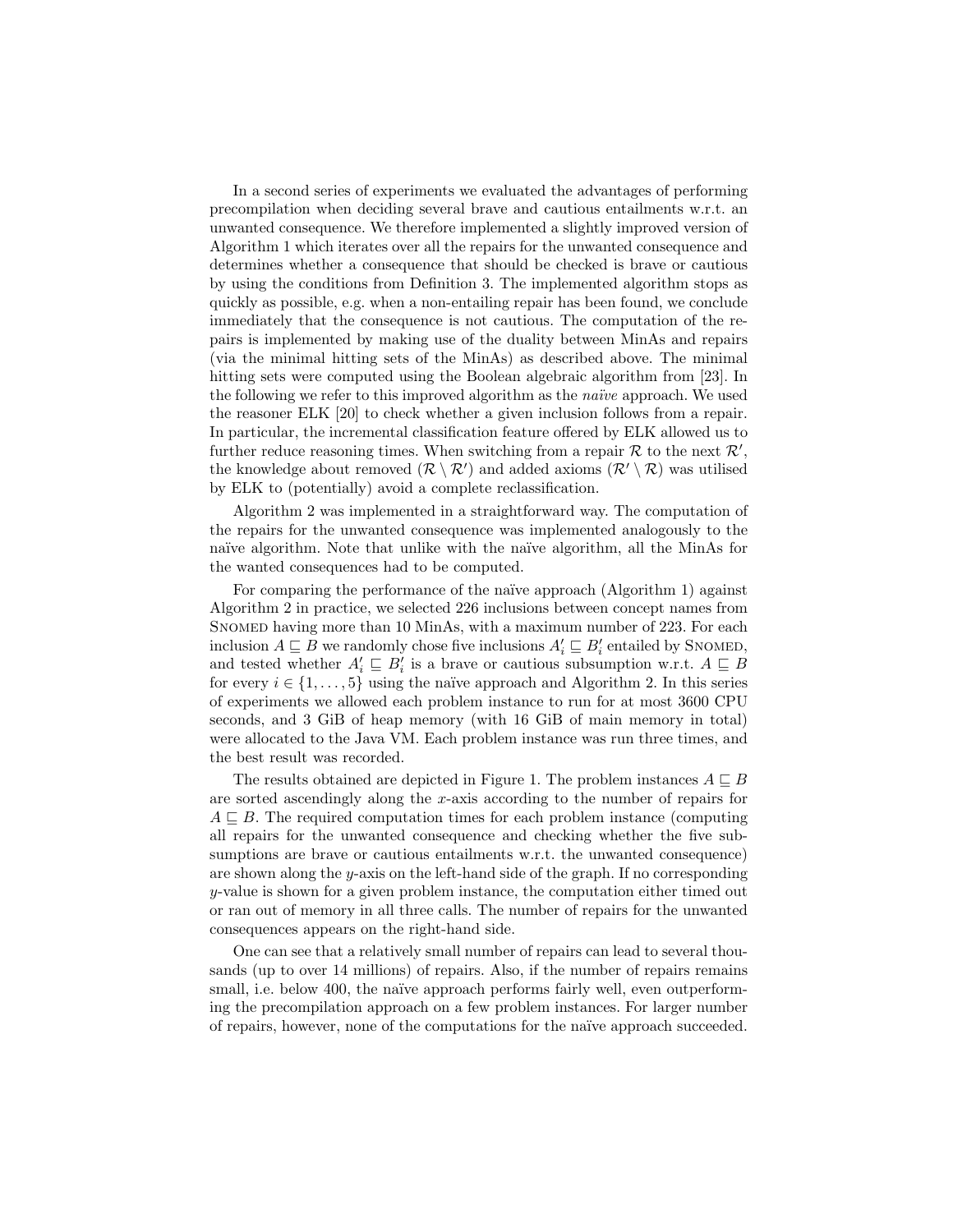In a second series of experiments we evaluated the advantages of performing precompilation when deciding several brave and cautious entailments w.r.t. an unwanted consequence. We therefore implemented a slightly improved version of Algorithm 1 which iterates over all the repairs for the unwanted consequence and determines whether a consequence that should be checked is brave or cautious by using the conditions from Definition 3. The implemented algorithm stops as quickly as possible, e.g. when a non-entailing repair has been found, we conclude immediately that the consequence is not cautious. The computation of the repairs is implemented by making use of the duality between MinAs and repairs (via the minimal hitting sets of the MinAs) as described above. The minimal hitting sets were computed using the Boolean algebraic algorithm from [23]. In the following we refer to this improved algorithm as the *naïve* approach. We used the reasoner ELK [20] to check whether a given inclusion follows from a repair. In particular, the incremental classification feature offered by ELK allowed us to further reduce reasoning times. When switching from a repair $\mathcal{R}$ to the next $\mathcal{R}'$, the knowledge about removed ($\mathcal{R} \setminus \mathcal{R}'$) and added axioms ($\mathcal{R}' \setminus \mathcal{R}$) was utilised by ELK to (potentially) avoid a complete reclassification.

Algorithm 2 was implemented in a straightforward way. The computation of the repairs for the unwanted consequence was implemented analogously to the naïve algorithm. Note that unlike with the naïve algorithm, all the MinAs for the wanted consequences had to be computed.

For comparing the performance of the naïve approach (Algorithm 1) against Algorithm 2 in practice, we selected 226 inclusions between concept names from Snomed having more than 10 MinAs, with a maximum number of 223. For each inclusion $A \sqsubseteq B$ we randomly chose five inclusions $A'_i \sqsubseteq B'_i$ entailed by Snomed, and tested whether $A'_i \sqsubseteq B'_i$ is a brave or cautious subsumption w.r.t. $A \sqsubseteq B$ for every $i \in \{1, \ldots, 5\}$ using the naïve approach and Algorithm 2. In this series of experiments we allowed each problem instance to run for at most 3600 CPU seconds, and 3 GiB of heap memory (with 16 GiB of main memory in total) were allocated to the Java VM. Each problem instance was run three times, and the best result was recorded.

The results obtained are depicted in Figure 1. The problem instances $A \sqsubseteq B$ are sorted ascendingly along the $x$-axis according to the number of repairs for $A \sqsubseteq B$. The required computation times for each problem instance (computing all repairs for the unwanted consequence and checking whether the five subsumptions are brave or cautious entailments w.r.t. the unwanted consequence) are shown along the $y$-axis on the left-hand side of the graph. If no corresponding $y$-value is shown for a given problem instance, the computation either timed out or ran out of memory in all three calls. The number of repairs for the unwanted consequences appears on the right-hand side.

One can see that a relatively small number of repairs can lead to several thousands (up to over 14 millions) of repairs. Also, if the number of repairs remains small, i.e. below 400, the naïve approach performs fairly well, even outperforming the precompilation approach on a few problem instances. For larger number of repairs, however, none of the computations for the naïve approach succeeded.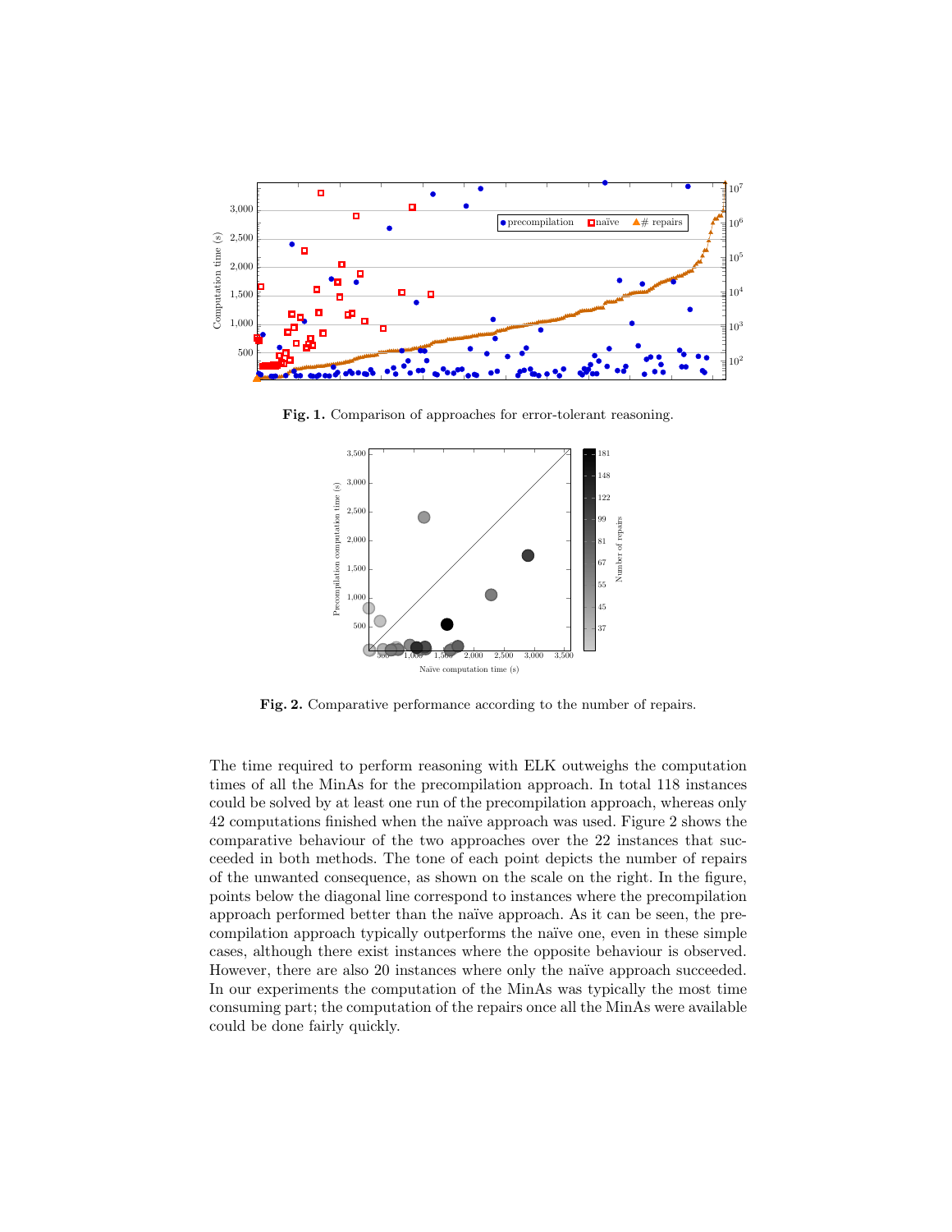**Fig. 1.** Comparison of approaches for error-tolerant reasoning.

**Fig. 2.** Comparative performance according to the number of repairs.

The time required to perform reasoning with ELK outweighs the computation times of all the MinAs for the precompilation approach. In total 118 instances could be solved by at least one run of the precompilation approach, whereas only 42 computations finished when the naïve approach was used. Figure 2 shows the comparative behaviour of the two approaches over the 22 instances that succeeded in both methods. The tone of each point depicts the number of repairs of the unwanted consequence, as shown on the scale on the right. In the figure, points below the diagonal line correspond to instances where the precompilation approach performed better than the naïve approach. As it can be seen, the precompilation approach typically outperforms the naïve one, even in these simple cases, although there exist instances where the opposite behaviour is observed. However, there are also 20 instances where only the naïve approach succeeded. In our experiments the computation of the MinAs was typically the most time consuming part; the computation of the repairs once all the MinAs were available could be done fairly quickly.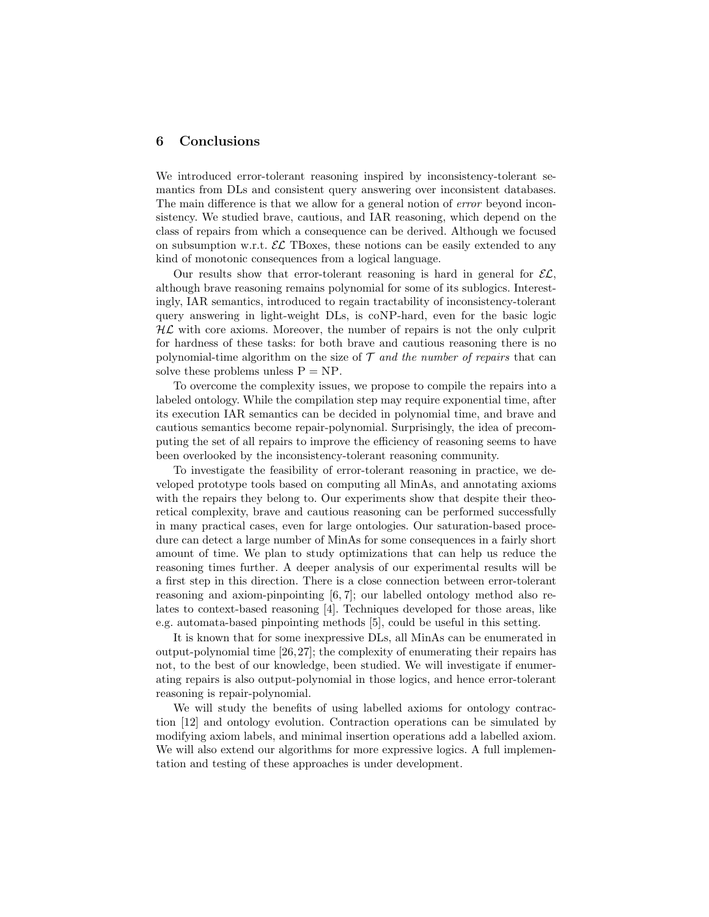## 6 Conclusions

We introduced error-tolerant reasoning inspired by inconsistency-tolerant semantics from DLs and consistent query answering over inconsistent databases. The main difference is that we allow for a general notion of *error* beyond inconsistency. We studied brave, cautious, and IAR reasoning, which depend on the class of repairs from which a consequence can be derived. Although we focused on subsumption w.r.t. $\mathcal{EL}$ TBoxes, these notions can be easily extended to any kind of monotonic consequences from a logical language.

Our results show that error-tolerant reasoning is hard in general for $\mathcal{EL}$, although brave reasoning remains polynomial for some of its sublogics. Interestingly, IAR semantics, introduced to regain tractability of inconsistency-tolerant query answering in light-weight DLs, is coNP-hard, even for the basic logic $\mathcal{HL}$ with core axioms. Moreover, the number of repairs is not the only culprit for hardness of these tasks: for both brave and cautious reasoning there is no polynomial-time algorithm on the size of $\mathcal{T}$ *and the number of repairs* that can solve these problems unless P = NP.

To overcome the complexity issues, we propose to compile the repairs into a labeled ontology. While the compilation step may require exponential time, after its execution IAR semantics can be decided in polynomial time, and brave and cautious semantics become repair-polynomial. Surprisingly, the idea of precomputing the set of all repairs to improve the efficiency of reasoning seems to have been overlooked by the inconsistency-tolerant reasoning community.

To investigate the feasibility of error-tolerant reasoning in practice, we developed prototype tools based on computing all MinAs, and annotating axioms with the repairs they belong to. Our experiments show that despite their theoretical complexity, brave and cautious reasoning can be performed successfully in many practical cases, even for large ontologies. Our saturation-based procedure can detect a large number of MinAs for some consequences in a fairly short amount of time. We plan to study optimizations that can help us reduce the reasoning times further. A deeper analysis of our experimental results will be a first step in this direction. There is a close connection between error-tolerant reasoning and axiom-pinpointing [6, 7]; our labelled ontology method also relates to context-based reasoning [4]. Techniques developed for those areas, like e.g. automata-based pinpointing methods [5], could be useful in this setting.

It is known that for some inexpressive DLs, all MinAs can be enumerated in output-polynomial time [26, 27]; the complexity of enumerating their repairs has not, to the best of our knowledge, been studied. We will investigate if enumerating repairs is also output-polynomial in those logics, and hence error-tolerant reasoning is repair-polynomial.

We will study the benefits of using labelled axioms for ontology contraction [12] and ontology evolution. Contraction operations can be simulated by modifying axiom labels, and minimal insertion operations add a labelled axiom. We will also extend our algorithms for more expressive logics. A full implementation and testing of these approaches is under development.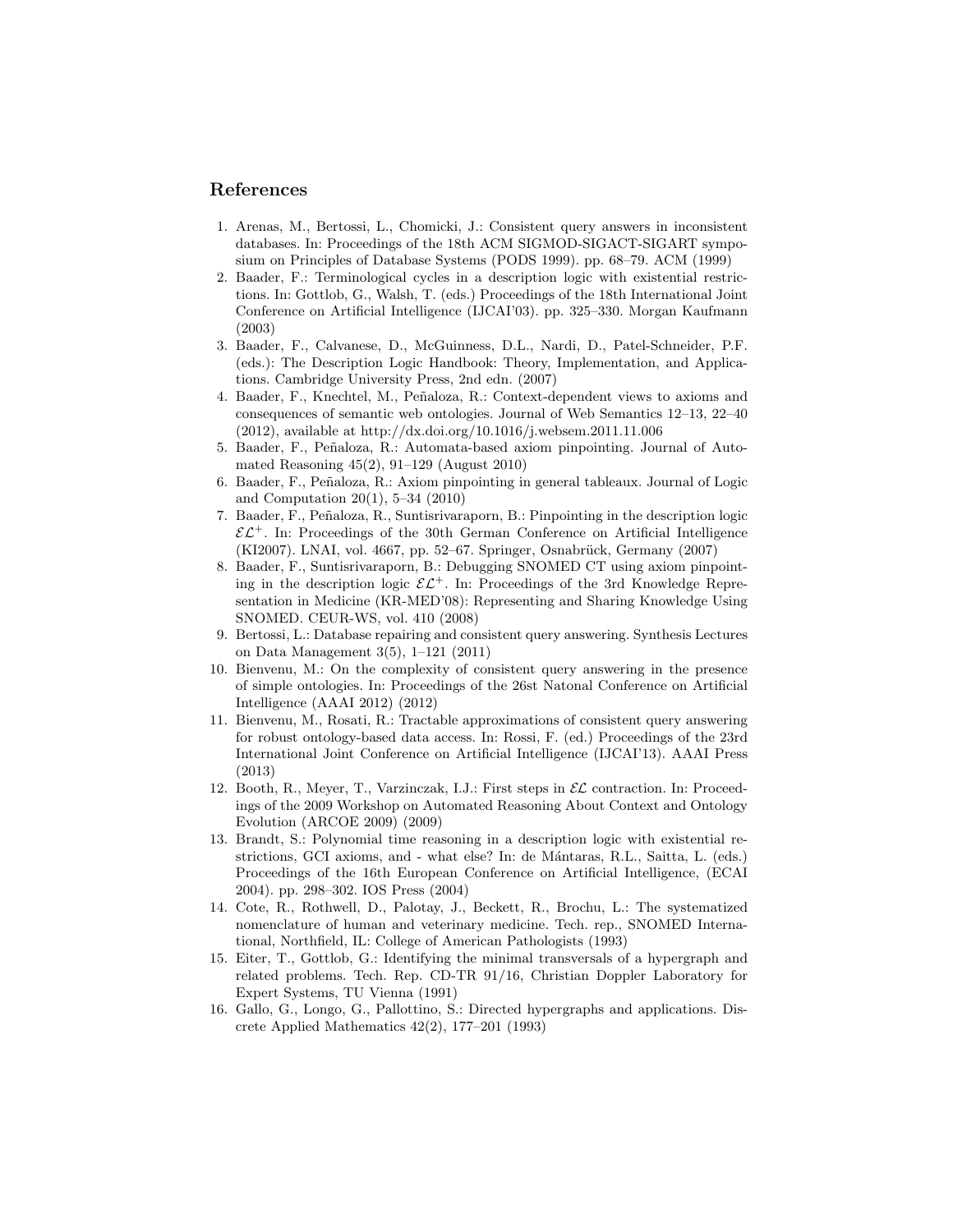## References

1. Arenas, M., Bertossi, L., Chomicki, J.: Consistent query answers in inconsistent databases. In: Proceedings of the 18th ACM SIGMOD-SIGACT-SIGART symposium on Principles of Database Systems (PODS 1999). pp. 68–79. ACM (1999)
2. Baader, F.: Terminological cycles in a description logic with existential restrictions. In: Gottlob, G., Walsh, T. (eds.) Proceedings of the 18th International Joint Conference on Artificial Intelligence (IJCAI'03). pp. 325–330. Morgan Kaufmann (2003)
3. Baader, F., Calvanese, D., McGuinness, D.L., Nardi, D., Patel-Schneider, P.F. (eds.): The Description Logic Handbook: Theory, Implementation, and Applications. Cambridge University Press, 2nd edn. (2007)
4. Baader, F., Knechtel, M., Peñaloza, R.: Context-dependent views to axioms and consequences of semantic web ontologies. Journal of Web Semantics 12–13, 22–40 (2012), available at http://dx.doi.org/10.1016/j.websem.2011.11.006
5. Baader, F., Peñaloza, R.: Automata-based axiom pinpointing. Journal of Automated Reasoning 45(2), 91–129 (August 2010)
6. Baader, F., Peñaloza, R.: Axiom pinpointing in general tableaux. Journal of Logic and Computation 20(1), 5–34 (2010)
7. Baader, F., Peñaloza, R., Suntisrivaraporn, B.: Pinpointing in the description logic $\mathcal{EL}^+$. In: Proceedings of the 30th German Conference on Artificial Intelligence (KI2007). LNAI, vol. 4667, pp. 52–67. Springer, Osnabrück, Germany (2007)
8. Baader, F., Suntisrivaraporn, B.: Debugging SNOMED CT using axiom pinpointing in the description logic $\mathcal{EL}^+$. In: Proceedings of the 3rd Knowledge Representation in Medicine (KR-MED'08): Representing and Sharing Knowledge Using SNOMED. CEUR-WS, vol. 410 (2008)
9. Bertossi, L.: Database repairing and consistent query answering. Synthesis Lectures on Data Management 3(5), 1–121 (2011)
10. Bienvenu, M.: On the complexity of consistent query answering in the presence of simple ontologies. In: Proceedings of the 26st Natonal Conference on Artificial Intelligence (AAAI 2012) (2012)
11. Bienvenu, M., Rosati, R.: Tractable approximations of consistent query answering for robust ontology-based data access. In: Rossi, F. (ed.) Proceedings of the 23rd International Joint Conference on Artificial Intelligence (IJCAI'13). AAAI Press (2013)
12. Booth, R., Meyer, T., Varzinczak, I.J.: First steps in $\mathcal{EL}$ contraction. In: Proceedings of the 2009 Workshop on Automated Reasoning About Context and Ontology Evolution (ARCOE 2009) (2009)
13. Brandt, S.: Polynomial time reasoning in a description logic with existential restrictions, GCI axioms, and - what else? In: de Mántaras, R.L., Saitta, L. (eds.) Proceedings of the 16th European Conference on Artificial Intelligence, (ECAI 2004). pp. 298–302. IOS Press (2004)
14. Cote, R., Rothwell, D., Palotay, J., Beckett, R., Brochu, L.: The systematized nomenclature of human and veterinary medicine. Tech. rep., SNOMED International, Northfield, IL: College of American Pathologists (1993)
15. Eiter, T., Gottlob, G.: Identifying the minimal transversals of a hypergraph and related problems. Tech. Rep. CD-TR 91/16, Christian Doppler Laboratory for Expert Systems, TU Vienna (1991)
16. Gallo, G., Longo, G., Pallottino, S.: Directed hypergraphs and applications. Discrete Applied Mathematics 42(2), 177–201 (1993)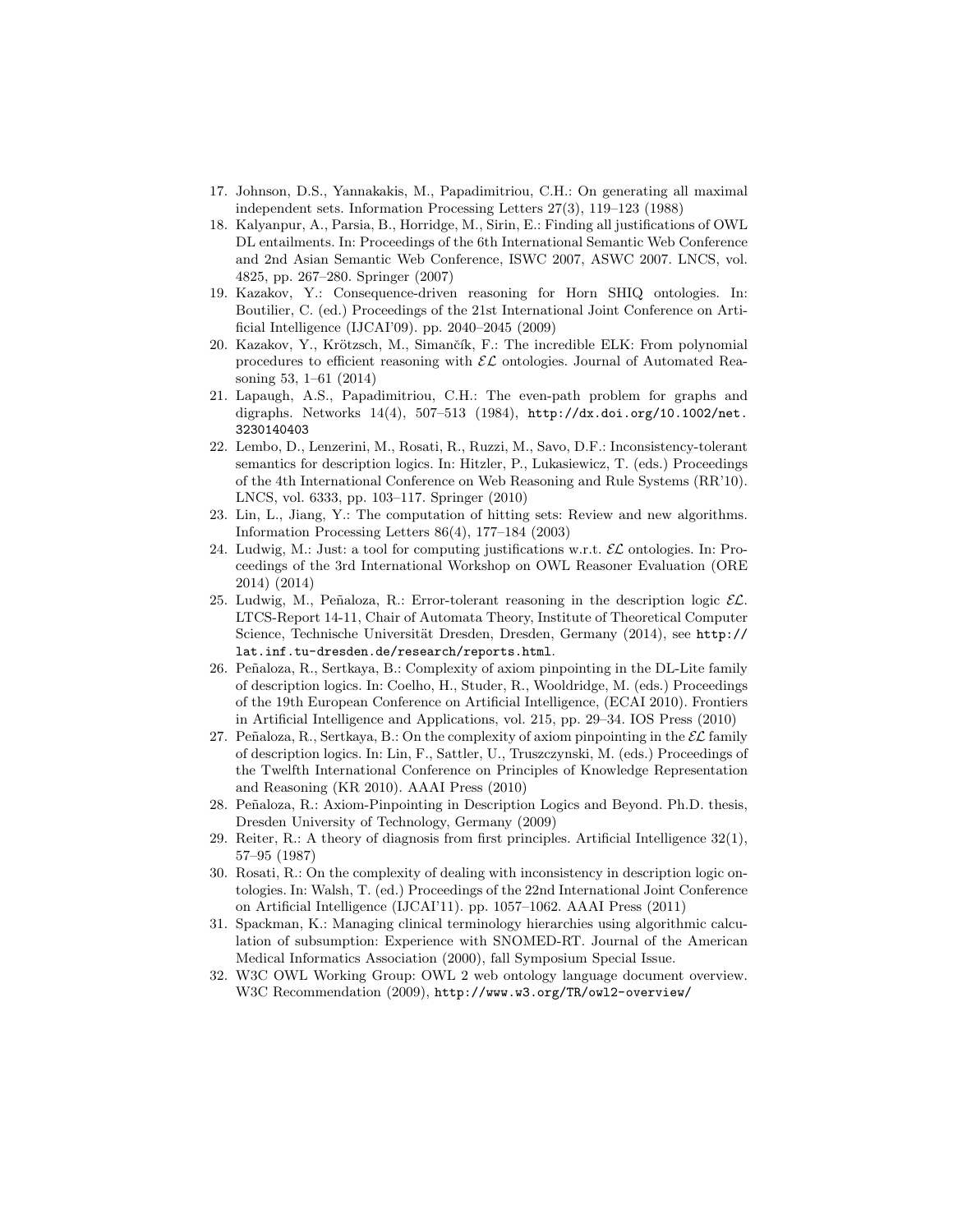17. Johnson, D.S., Yannakakis, M., Papadimitriou, C.H.: On generating all maximal independent sets. Information Processing Letters 27(3), 119–123 (1988)
18. Kalyanpur, A., Parsia, B., Horridge, M., Sirin, E.: Finding all justifications of OWL DL entailments. In: Proceedings of the 6th International Semantic Web Conference and 2nd Asian Semantic Web Conference, ISWC 2007, ASWC 2007. LNCS, vol. 4825, pp. 267–280. Springer (2007)
19. Kazakov, Y.: Consequence-driven reasoning for Horn SHIQ ontologies. In: Boutilier, C. (ed.) Proceedings of the 21st International Joint Conference on Artificial Intelligence (IJCAI'09). pp. 2040–2045 (2009)
20. Kazakov, Y., Krötzsch, M., Simančík, F.: The incredible ELK: From polynomial procedures to efficient reasoning with $\mathcal{EL}$ ontologies. Journal of Automated Reasoning 53, 1–61 (2014)
21. Lapaugh, A.S., Papadimitriou, C.H.: The even-path problem for graphs and digraphs. Networks 14(4), 507–513 (1984), http://dx.doi.org/10.1002/net.3230140403
22. Lembo, D., Lenzerini, M., Rosati, R., Ruzzi, M., Savo, D.F.: Inconsistency-tolerant semantics for description logics. In: Hitzler, P., Lukasiewicz, T. (eds.) Proceedings of the 4th International Conference on Web Reasoning and Rule Systems (RR'10). LNCS, vol. 6333, pp. 103–117. Springer (2010)
23. Lin, L., Jiang, Y.: The computation of hitting sets: Review and new algorithms. Information Processing Letters 86(4), 177–184 (2003)
24. Ludwig, M.: Just: a tool for computing justifications w.r.t. $\mathcal{EL}$ ontologies. In: Proceedings of the 3rd International Workshop on OWL Reasoner Evaluation (ORE 2014) (2014)
25. Ludwig, M., Peñaloza, R.: Error-tolerant reasoning in the description logic $\mathcal{EL}$. LTCS-Report 14-11, Chair of Automata Theory, Institute of Theoretical Computer Science, Technische Universität Dresden, Dresden, Germany (2014), see http://lat.inf.tu-dresden.de/research/reports.html.
26. Peñaloza, R., Sertkaya, B.: Complexity of axiom pinpointing in the DL-Lite family of description logics. In: Coelho, H., Studer, R., Wooldridge, M. (eds.) Proceedings of the 19th European Conference on Artificial Intelligence, (ECAI 2010). Frontiers in Artificial Intelligence and Applications, vol. 215, pp. 29–34. IOS Press (2010)
27. Peñaloza, R., Sertkaya, B.: On the complexity of axiom pinpointing in the $\mathcal{EL}$ family of description logics. In: Lin, F., Sattler, U., Truszczynski, M. (eds.) Proceedings of the Twelfth International Conference on Principles of Knowledge Representation and Reasoning (KR 2010). AAAI Press (2010)
28. Peñaloza, R.: Axiom-Pinpointing in Description Logics and Beyond. Ph.D. thesis, Dresden University of Technology, Germany (2009)
29. Reiter, R.: A theory of diagnosis from first principles. Artificial Intelligence 32(1), 57–95 (1987)
30. Rosati, R.: On the complexity of dealing with inconsistency in description logic ontologies. In: Walsh, T. (ed.) Proceedings of the 22nd International Joint Conference on Artificial Intelligence (IJCAI'11). pp. 1057–1062. AAAI Press (2011)
31. Spackman, K.: Managing clinical terminology hierarchies using algorithmic calculation of subsumption: Experience with SNOMED-RT. Journal of the American Medical Informatics Association (2000), fall Symposium Special Issue.
32. W3C OWL Working Group: OWL 2 web ontology language document overview. W3C Recommendation (2009), http://www.w3.org/TR/owl2-overview/